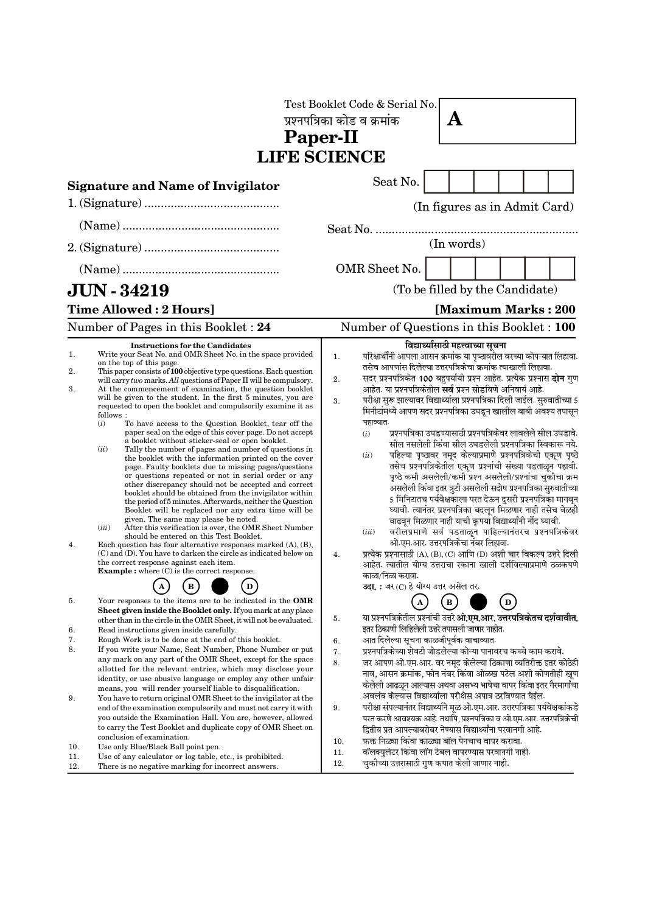Test Booklet Code & Serial No.
प्रश्नपत्रिका कोड व क्रमांक

**A**

# Paper-II
# LIFE SCIENCE

**Signature and Name of Invigilator**

1. (Signature) .........................................

   (Name) ................................................

2. (Signature) .........................................

   (Name) ................................................

Seat No. [ ] (In figures as in Admit Card)

Seat No. .............................................................. (In words)

OMR Sheet No. [ ] (To be filled by the Candidate)

## JUN - 34219

**Time Allowed : 2 Hours]** **[Maximum Marks : 200**

Number of Pages in this Booklet : **24** Number of Questions in this Booklet : **100**

**Instructions for the Candidates**

1. Write your Seat No. and OMR Sheet No. in the space provided on the top of this page.
2. This paper consists of **100** objective type questions. Each question will carry *two* marks. *All* questions of Paper II will be compulsory.
3. At the commencement of examination, the question booklet will be given to the student. In the first 5 minutes, you are requested to open the booklet and compulsorily examine it as follows :
   (*i*) To have access to the Question Booklet, tear off the paper seal on the edge of this cover page. Do not accept a booklet without sticker-seal or open booklet.
   (*ii*) Tally the number of pages and number of questions in the booklet with the information printed on the cover page. Faulty booklets due to missing pages/questions or questions repeated or not in serial order or any other discrepancy should not be accepted and correct booklet should be obtained from the invigilator within the period of 5 minutes. Afterwards, neither the Question Booklet will be replaced nor any extra time will be given. The same may please be noted.
   (*iii*) After this verification is over, the OMR Sheet Number should be entered on this Test Booklet.
4. Each question has four alternative responses marked (A), (B), (C) and (D). You have to darken the circle as indicated below on the correct response against each item.
   **Example :** where (C) is the correct response.
   (A) (B) ● (D)
5. Your responses to the items are to be indicated in the **OMR Sheet given inside the Booklet only.** If you mark at any place other than in the circle in the OMR Sheet, it will not be evaluated.
6. Read instructions given inside carefully.
7. Rough Work is to be done at the end of this booklet.
8. If you write your Name, Seat Number, Phone Number or put any mark on any part of the OMR Sheet, except for the space allotted for the relevant entries, which may disclose your identity, or use abusive language or employ any other unfair means, you will render yourself liable to disqualification.
9. You have to return original OMR Sheet to the invigilator at the end of the examination compulsorily and must not carry it with you outside the Examination Hall. You are, however, allowed to carry the Test Booklet and duplicate copy of OMR Sheet on conclusion of examination.
10. Use only Blue/Black Ball point pen.
11. Use of any calculator or log table, etc., is prohibited.
12. There is no negative marking for incorrect answers.

**विद्यार्थ्यांसाठी महत्त्वाच्या सूचना**

1. परिक्षार्थींनी आपला आसन क्रमांक या पृष्ठावरील वरच्या कोपऱ्यात लिहावा. तसेच आपणांस दिलेल्या उत्तरपत्रिकेचा क्रमांक त्याखाली लिहावा.
2. सदर प्रश्नपत्रिकेत **100** बहुपर्यायी प्रश्न आहेत. प्रत्येक प्रश्नास **दोन** गुण आहेत. या प्रश्नपत्रिकेतील **सर्व** प्रश्न सोडविणे अनिवार्य आहे.
3. परीक्षा सुरू झाल्यावर विद्यार्थ्याला प्रश्नपत्रिका दिली जाईल. सुरुवातीच्या 5 मिनीटांमध्ये आपण सदर प्रश्नपत्रिका उघडून खालील बाबी अवश्य तपासून पहाव्यात.
   (*i*) प्रश्नपत्रिका उघडण्यासाठी प्रश्नपत्रिकेवर लावलेले सील उघडावे. सील नसलेली किंवा सील उघडलेली प्रश्नपत्रिका स्विकारू नये.
   (*ii*) पहिल्या पृष्ठावर नमूद केल्याप्रमाणे प्रश्नपत्रिकेची एकूण पृष्ठे तसेच प्रश्नपत्रिकेतील एकूण प्रश्नांची संख्या पडताळून पहावी. पृष्ठे कमी असलेली/कमी प्रश्न असलेली/प्रश्नांचा चुकीचा क्रम असलेली किंवा इतर त्रुटी असलेली सदोष प्रश्नपत्रिका सुरुवातीच्या 5 मिनिटातच पर्यवेक्षकाला परत देऊन दुसरी प्रश्नपत्रिका मागवून घ्यावी. त्यानंतर प्रश्नपत्रिका बदलून मिळणार नाही तसेच वेळही वाढवून मिळणार नाही याची कृपया विद्यार्थ्यांनी नोंद घ्यावी.
   (*iii*) वरीलप्रमाणे सर्व पडताळून पाहिल्यानंतरच प्रश्नपत्रिकेवर ओ.एम.आर. उत्तरपत्रिकेचा नंबर लिहावा.
4. प्रत्येक प्रश्नासाठी (A), (B), (C) आणि (D) अशी चार विकल्प उत्तरे दिली आहेत. त्यातील योग्य उत्तराचा रकाना खाली दर्शविल्याप्रमाणे ठळकपणे काळा/निळा करावा.
   **उदा. :** जर (C) हे योग्य उत्तर असेल तर.
   (A) (B) ● (D)
5. या प्रश्नपत्रिकेतील प्रश्नांची उत्तरे **ओ.एम.आर. उत्तरपत्रिकेतच दर्शवावीत.** इतर ठिकाणी लिहिलेली उत्तरे तपासली जाणार नाहीत.
6. आत दिलेल्या सूचना काळजीपूर्वक वाचाव्यात.
7. प्रश्नपत्रिकेच्या शेवटी जोडलेल्या कोऱ्या पानावरच कच्चे काम करावे.
8. जर आपण ओ.एम.आर. वर नमूद केलेल्या ठिकाणा व्यतिरीक्त इतर कोठेही नाव, आसन क्रमांक, फोन नंबर किंवा ओळख पटेल अशी कोणतीही खूण केलेली आढळून आल्यास अथवा असभ्य भाषेचा वापर किंवा इतर गैरमार्गांचा अवलंब केल्यास विद्यार्थ्याला परीक्षेस अपात्र ठरविण्यात येईल.
9. परीक्षा संपल्यानंतर विद्यार्थ्याने मूळ ओ.एम.आर. उत्तरपत्रिका पर्यवेक्षकांकडे परत करणे आवश्यक आहे. तथापि, प्रश्नपत्रिका व ओ.एम.आर. उत्तरपत्रिकेची द्वितीय प्रत आपल्याबरोबर नेण्यास विद्यार्थ्यांना परवानगी आहे.
10. फक्त निळ्या किंवा काळ्या बॉल पेनचाच वापर करावा.
11. कॅलक्युलेटर किंवा लॉग टेबल वापरण्यास परवानगी नाही.
12. चुकीच्या उत्तरासाठी गुण कपात केली जाणार नाही.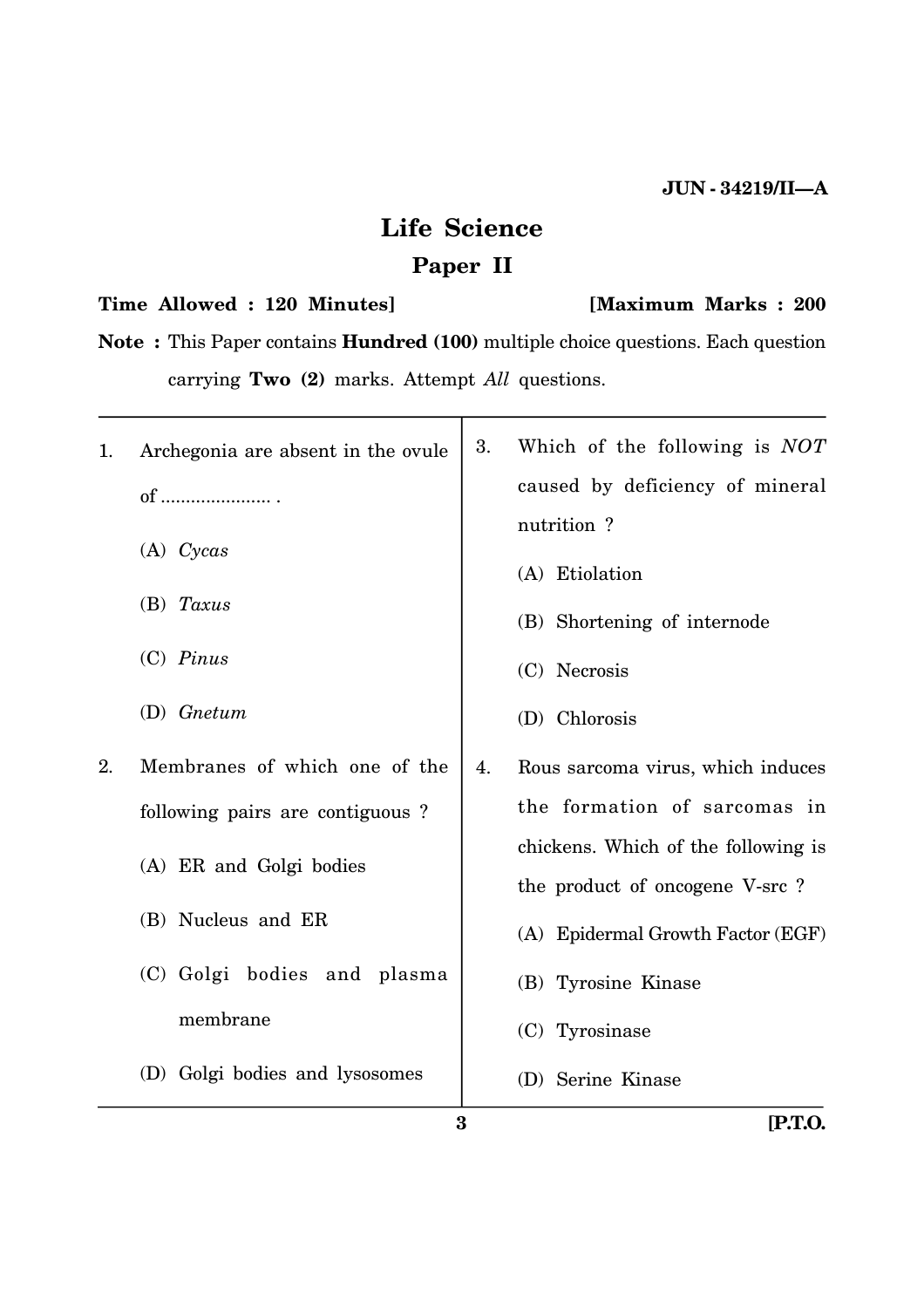JUN - 34219/II—A

# Life Science

## Paper II

**Time Allowed : 120 Minutes]** **[Maximum Marks : 200**

**Note :** This Paper contains **Hundred (100)** multiple choice questions. Each question carrying **Two (2)** marks. Attempt *All* questions.

1. Archegonia are absent in the ovule of ...................... .

   (A) *Cycas*

   (B) *Taxus*

   (C) *Pinus*

   (D) *Gnetum*

2. Membranes of which one of the following pairs are contiguous ?

   (A) ER and Golgi bodies

   (B) Nucleus and ER

   (C) Golgi bodies and plasma membrane

   (D) Golgi bodies and lysosomes

3. Which of the following is *NOT* caused by deficiency of mineral nutrition ?

   (A) Etiolation

   (B) Shortening of internode

   (C) Necrosis

   (D) Chlorosis

4. Rous sarcoma virus, which induces the formation of sarcomas in chickens. Which of the following is the product of oncogene V-src ?

   (A) Epidermal Growth Factor (EGF)

   (B) Tyrosine Kinase

   (C) Tyrosinase

   (D) Serine Kinase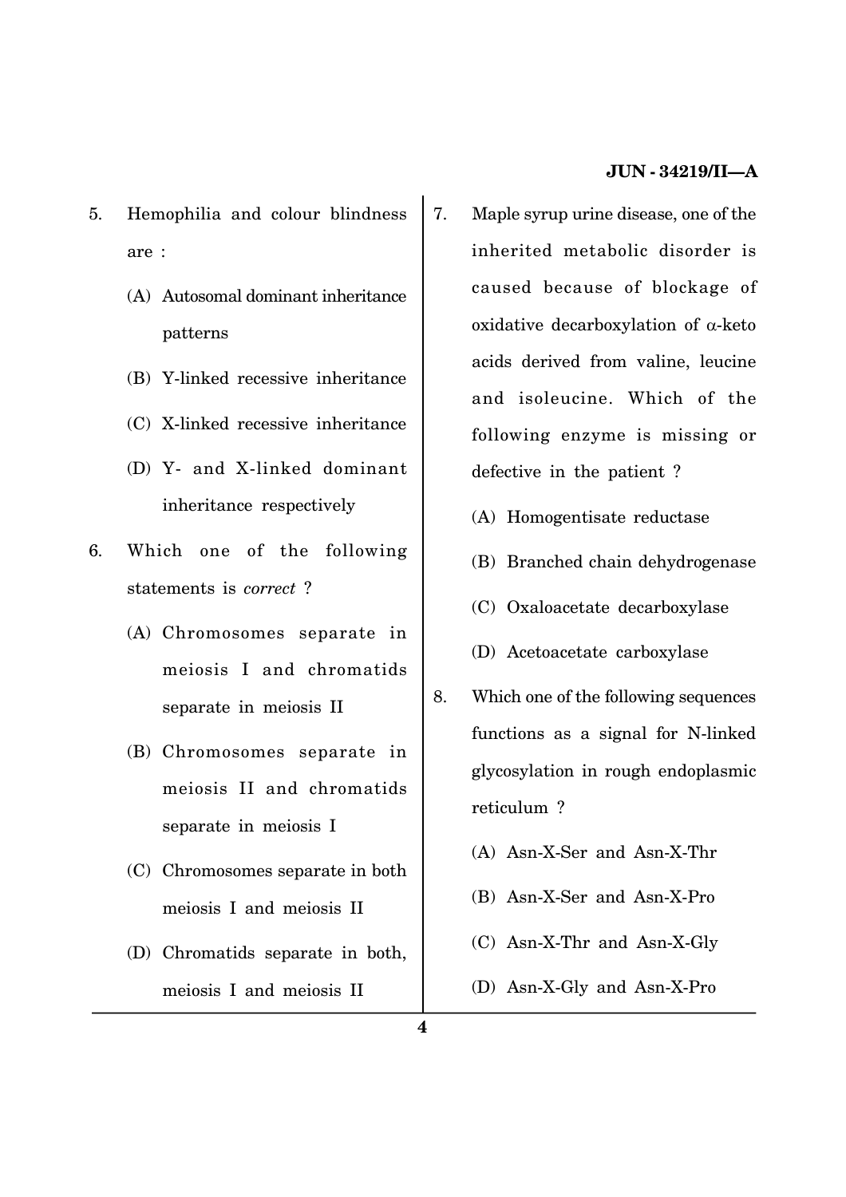5. Hemophilia and colour blindness are :

   (A) Autosomal dominant inheritance patterns

   (B) Y-linked recessive inheritance

   (C) X-linked recessive inheritance

   (D) Y- and X-linked dominant inheritance respectively

6. Which one of the following statements is *correct* ?

   (A) Chromosomes separate in meiosis I and chromatids separate in meiosis II

   (B) Chromosomes separate in meiosis II and chromatids separate in meiosis I

   (C) Chromosomes separate in both meiosis I and meiosis II

   (D) Chromatids separate in both, meiosis I and meiosis II

7. Maple syrup urine disease, one of the inherited metabolic disorder is caused because of blockage of oxidative decarboxylation of $\alpha$-keto acids derived from valine, leucine and isoleucine. Which of the following enzyme is missing or defective in the patient ?

   (A) Homogentisate reductase

   (B) Branched chain dehydrogenase

   (C) Oxaloacetate decarboxylase

   (D) Acetoacetate carboxylase

8. Which one of the following sequences functions as a signal for N-linked glycosylation in rough endoplasmic reticulum ?

   (A) Asn-X-Ser and Asn-X-Thr

   (B) Asn-X-Ser and Asn-X-Pro

   (C) Asn-X-Thr and Asn-X-Gly

   (D) Asn-X-Gly and Asn-X-Pro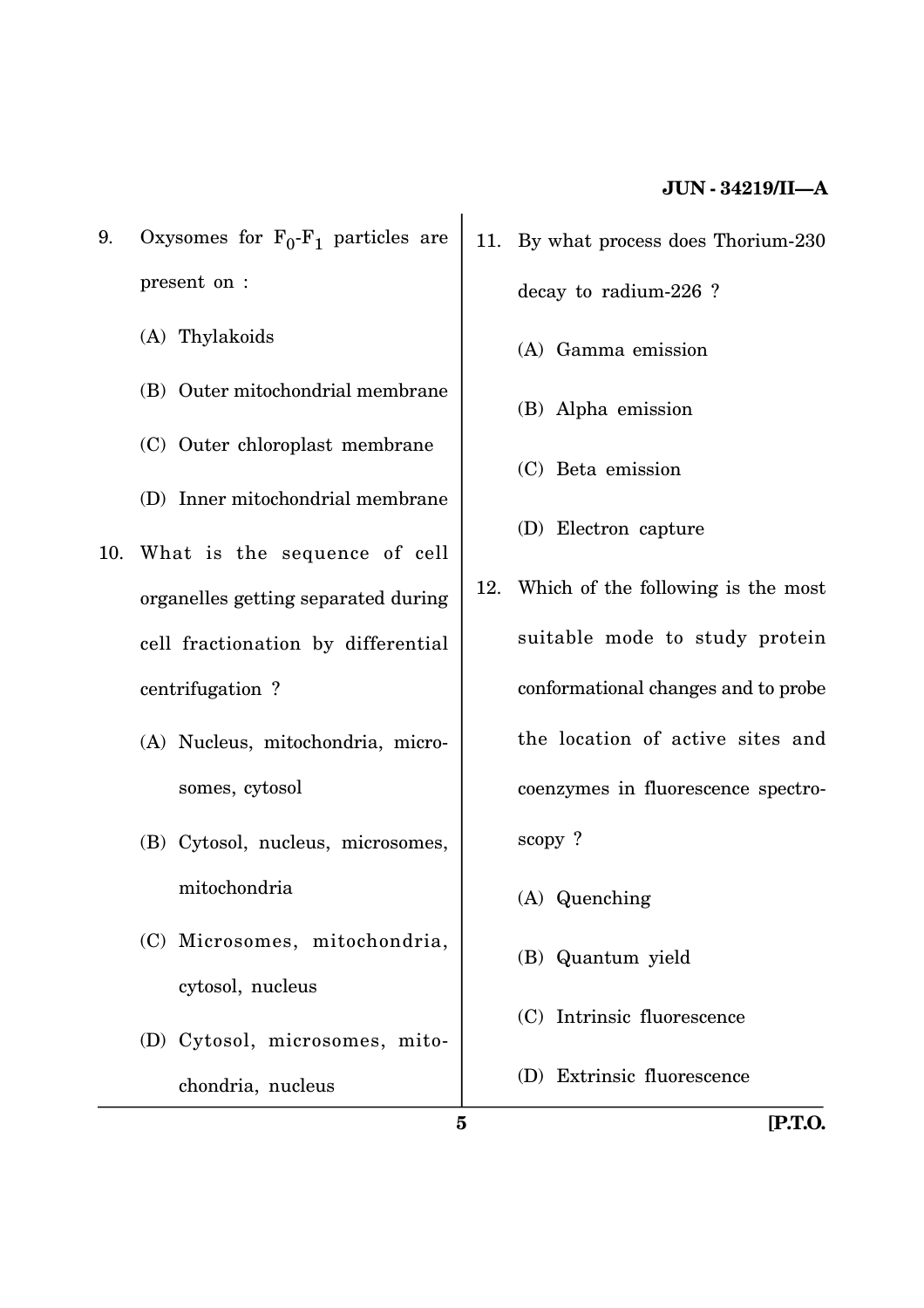9. Oxysomes for $F_0$-$F_1$ particles are present on :

   (A) Thylakoids

   (B) Outer mitochondrial membrane

   (C) Outer chloroplast membrane

   (D) Inner mitochondrial membrane

10. What is the sequence of cell organelles getting separated during cell fractionation by differential centrifugation ?

    (A) Nucleus, mitochondria, microsomes, cytosol

    (B) Cytosol, nucleus, microsomes, mitochondria

    (C) Microsomes, mitochondria, cytosol, nucleus

    (D) Cytosol, microsomes, mitochondria, nucleus

11. By what process does Thorium-230 decay to radium-226 ?

    (A) Gamma emission

    (B) Alpha emission

    (C) Beta emission

    (D) Electron capture

12. Which of the following is the most suitable mode to study protein conformational changes and to probe the location of active sites and coenzymes in fluorescence spectroscopy ?

    (A) Quenching

    (B) Quantum yield

    (C) Intrinsic fluorescence

    (D) Extrinsic fluorescence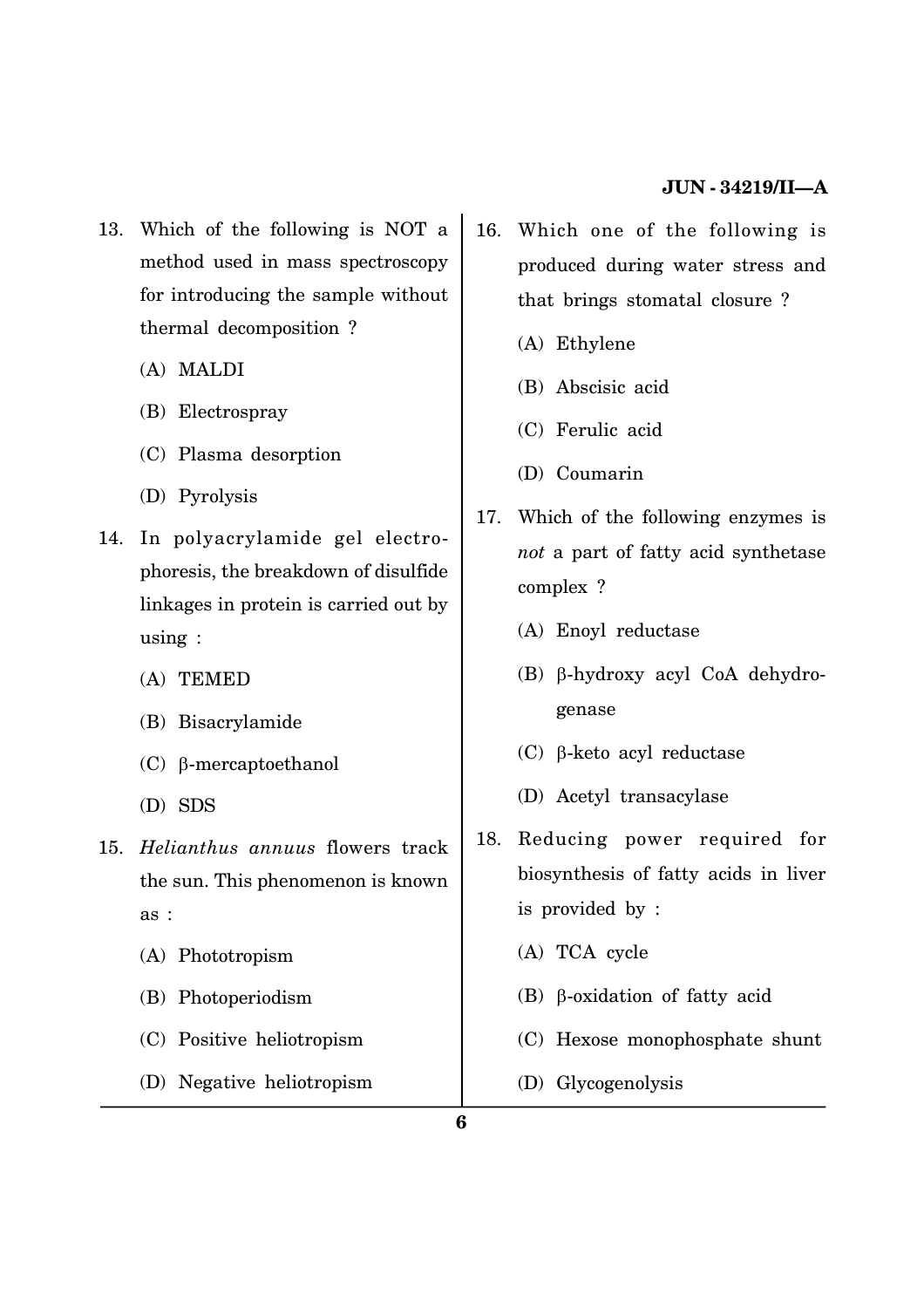13. Which of the following is NOT a method used in mass spectroscopy for introducing the sample without thermal decomposition ?

    (A) MALDI

    (B) Electrospray

    (C) Plasma desorption

    (D) Pyrolysis

14. In polyacrylamide gel electrophoresis, the breakdown of disulfide linkages in protein is carried out by using :

    (A) TEMED

    (B) Bisacrylamide

    (C) β-mercaptoethanol

    (D) SDS

15. *Helianthus annuus* flowers track the sun. This phenomenon is known as :

    (A) Phototropism

    (B) Photoperiodism

    (C) Positive heliotropism

    (D) Negative heliotropism

16. Which one of the following is produced during water stress and that brings stomatal closure ?

    (A) Ethylene

    (B) Abscisic acid

    (C) Ferulic acid

    (D) Coumarin

17. Which of the following enzymes is *not* a part of fatty acid synthetase complex ?

    (A) Enoyl reductase

    (B) β-hydroxy acyl CoA dehydrogenase

    (C) β-keto acyl reductase

    (D) Acetyl transacylase

18. Reducing power required for biosynthesis of fatty acids in liver is provided by :

    (A) TCA cycle

    (B) β-oxidation of fatty acid

    (C) Hexose monophosphate shunt

    (D) Glycogenolysis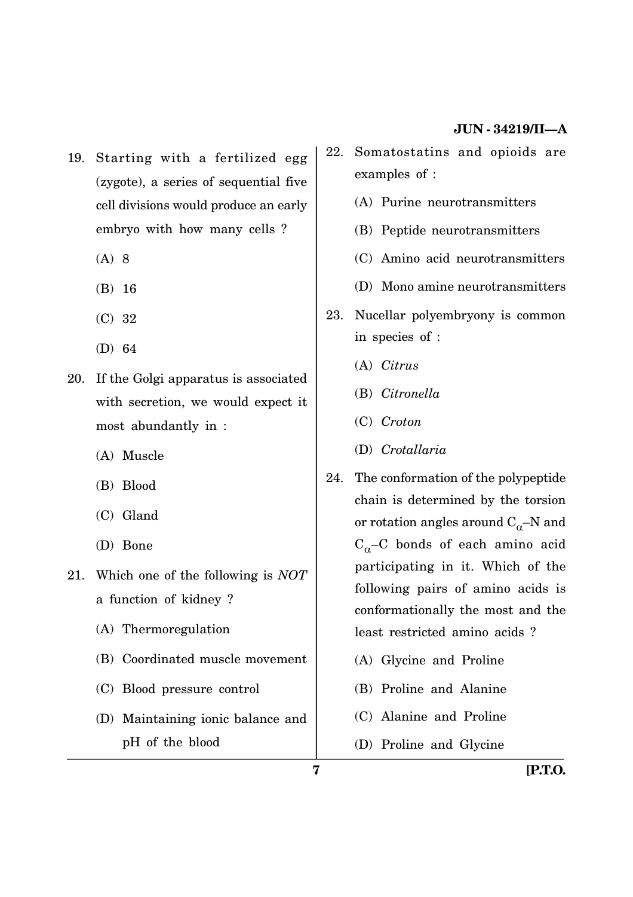19. Starting with a fertilized egg (zygote), a series of sequential five cell divisions would produce an early embryo with how many cells ?

    (A) 8

    (B) 16

    (C) 32

    (D) 64

20. If the Golgi apparatus is associated with secretion, we would expect it most abundantly in :

    (A) Muscle

    (B) Blood

    (C) Gland

    (D) Bone

21. Which one of the following is *NOT* a function of kidney ?

    (A) Thermoregulation

    (B) Coordinated muscle movement

    (C) Blood pressure control

    (D) Maintaining ionic balance and pH of the blood

22. Somatostatins and opioids are examples of :

    (A) Purine neurotransmitters

    (B) Peptide neurotransmitters

    (C) Amino acid neurotransmitters

    (D) Mono amine neurotransmitters

23. Nucellar polyembryony is common in species of :

    (A) *Citrus*

    (B) *Citronella*

    (C) *Croton*

    (D) *Crotallaria*

24. The conformation of the polypeptide chain is determined by the torsion or rotation angles around $C_\alpha$–N and $C_\alpha$–C bonds of each amino acid participating in it. Which of the following pairs of amino acids is conformationally the most and the least restricted amino acids ?

    (A) Glycine and Proline

    (B) Proline and Alanine

    (C) Alanine and Proline

    (D) Proline and Glycine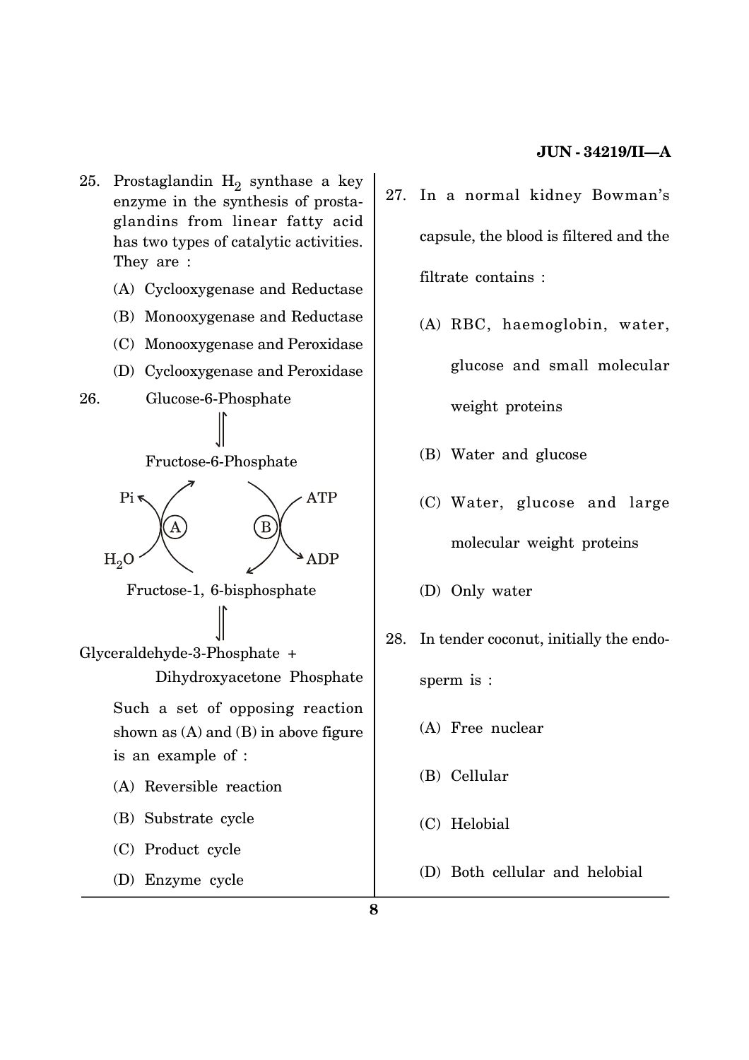25. Prostaglandin $H_2$ synthase a key enzyme in the synthesis of prostaglandins from linear fatty acid has two types of catalytic activities. They are :

    (A) Cyclooxygenase and Reductase

    (B) Monooxygenase and Reductase

    (C) Monooxygenase and Peroxidase

    (D) Cyclooxygenase and Peroxidase

26. Glucose-6-Phosphate

    ⇅

    Fructose-6-Phosphate

    Pi ← (A) ← $H_2O$ ATP → (B) → ADP

    Fructose-1, 6-bisphosphate

    ⇅

    Glyceraldehyde-3-Phosphate + Dihydroxyacetone Phosphate

    Such a set of opposing reaction shown as (A) and (B) in above figure is an example of :

    (A) Reversible reaction

    (B) Substrate cycle

    (C) Product cycle

    (D) Enzyme cycle

27. In a normal kidney Bowman's capsule, the blood is filtered and the filtrate contains :

    (A) RBC, haemoglobin, water, glucose and small molecular weight proteins

    (B) Water and glucose

    (C) Water, glucose and large molecular weight proteins

    (D) Only water

28. In tender coconut, initially the endosperm is :

    (A) Free nuclear

    (B) Cellular

    (C) Helobial

    (D) Both cellular and helobial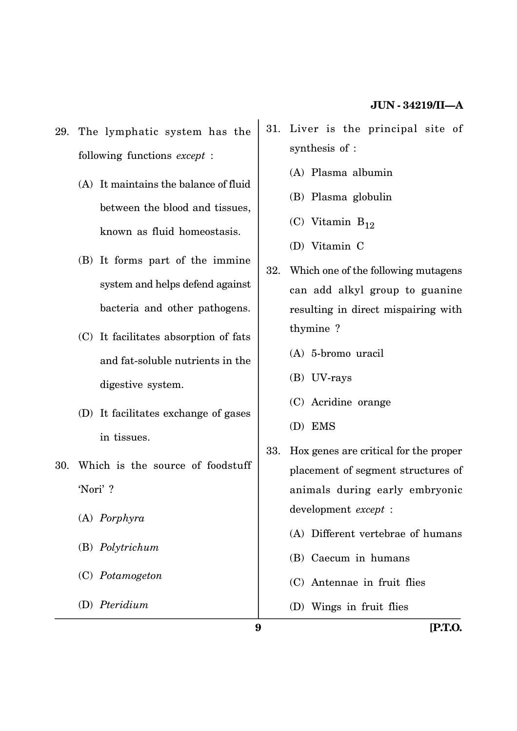29. The lymphatic system has the following functions *except* :

    (A) It maintains the balance of fluid between the blood and tissues, known as fluid homeostasis.

    (B) It forms part of the immine system and helps defend against bacteria and other pathogens.

    (C) It facilitates absorption of fats and fat-soluble nutrients in the digestive system.

    (D) It facilitates exchange of gases in tissues.

30. Which is the source of foodstuff 'Nori' ?

    (A) *Porphyra*

    (B) *Polytrichum*

    (C) *Potamogeton*

    (D) *Pteridium*

31. Liver is the principal site of synthesis of :

    (A) Plasma albumin

    (B) Plasma globulin

    (C) Vitamin $B_{12}$

    (D) Vitamin C

32. Which one of the following mutagens can add alkyl group to guanine resulting in direct mispairing with thymine ?

    (A) 5-bromo uracil

    (B) UV-rays

    (C) Acridine orange

    (D) EMS

33. Hox genes are critical for the proper placement of segment structures of animals during early embryonic development *except* :

    (A) Different vertebrae of humans

    (B) Caecum in humans

    (C) Antennae in fruit flies

    (D) Wings in fruit flies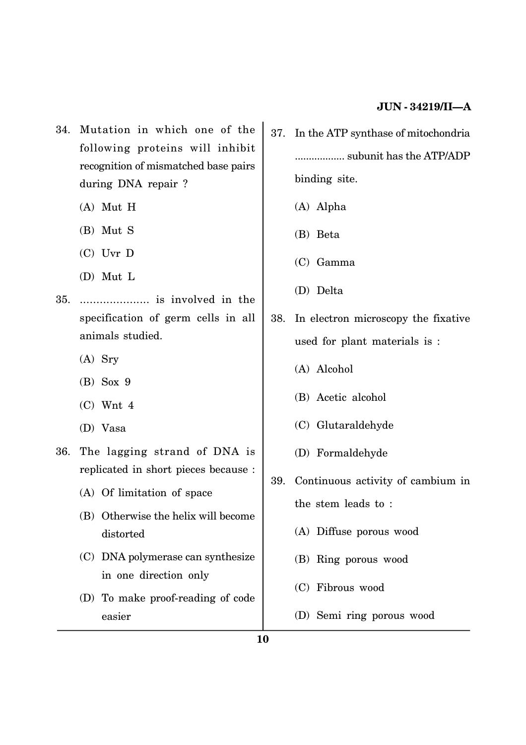34. Mutation in which one of the following proteins will inhibit recognition of mismatched base pairs during DNA repair ?

    (A) Mut H

    (B) Mut S

    (C) Uvr D

    (D) Mut L

35. .................... is involved in the specification of germ cells in all animals studied.

    (A) Sry

    (B) Sox 9

    (C) Wnt 4

    (D) Vasa

36. The lagging strand of DNA is replicated in short pieces because :

    (A) Of limitation of space

    (B) Otherwise the helix will become distorted

    (C) DNA polymerase can synthesize in one direction only

    (D) To make proof-reading of code easier

37. In the ATP synthase of mitochondria ................. subunit has the ATP/ADP binding site.

    (A) Alpha

    (B) Beta

    (C) Gamma

    (D) Delta

38. In electron microscopy the fixative used for plant materials is :

    (A) Alcohol

    (B) Acetic alcohol

    (C) Glutaraldehyde

    (D) Formaldehyde

39. Continuous activity of cambium in the stem leads to :

    (A) Diffuse porous wood

    (B) Ring porous wood

    (C) Fibrous wood

    (D) Semi ring porous wood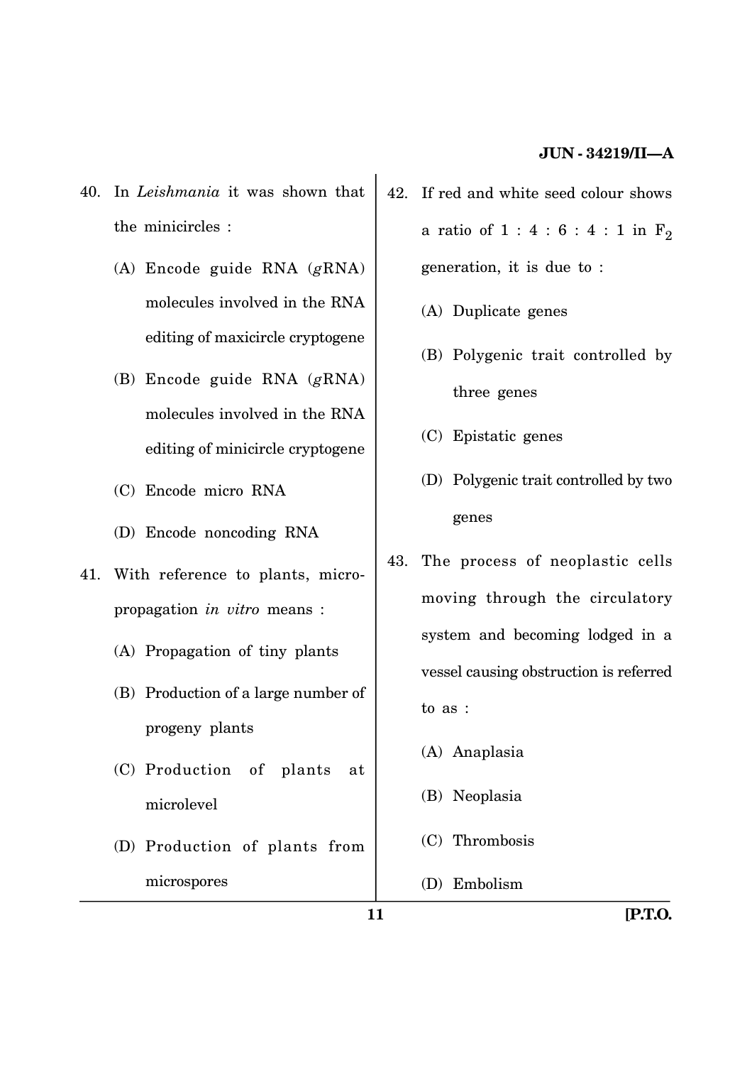40. In *Leishmania* it was shown that the minicircles :

    (A) Encode guide RNA (*g*RNA) molecules involved in the RNA editing of maxicircle cryptogene

    (B) Encode guide RNA (*g*RNA) molecules involved in the RNA editing of minicircle cryptogene

    (C) Encode micro RNA

    (D) Encode noncoding RNA

41. With reference to plants, micro-propagation *in vitro* means :

    (A) Propagation of tiny plants

    (B) Production of a large number of progeny plants

    (C) Production of plants at microlevel

    (D) Production of plants from microspores

42. If red and white seed colour shows a ratio of 1 : 4 : 6 : 4 : 1 in $F_2$ generation, it is due to :

    (A) Duplicate genes

    (B) Polygenic trait controlled by three genes

    (C) Epistatic genes

    (D) Polygenic trait controlled by two genes

43. The process of neoplastic cells moving through the circulatory system and becoming lodged in a vessel causing obstruction is referred to as :

    (A) Anaplasia

    (B) Neoplasia

    (C) Thrombosis

    (D) Embolism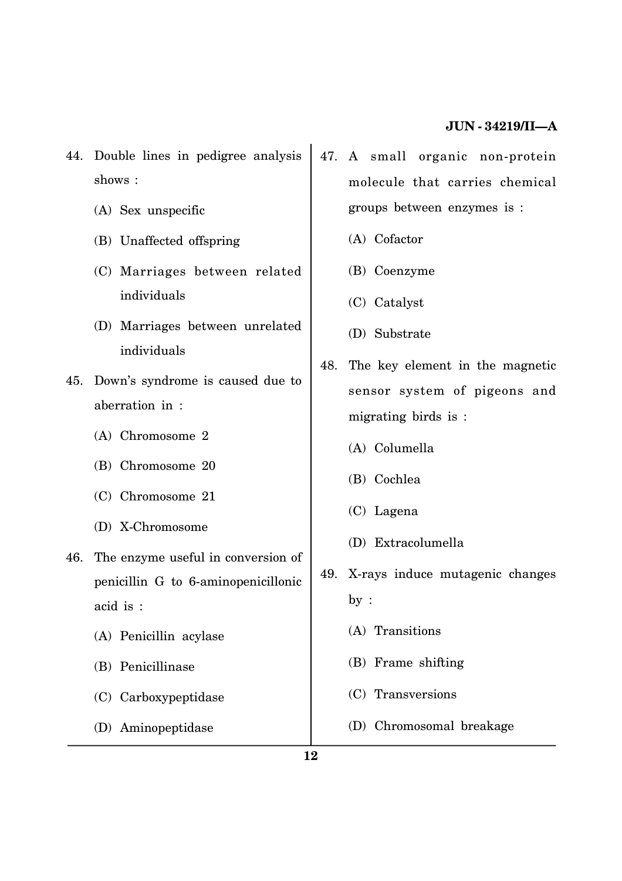44. Double lines in pedigree analysis shows :

(A) Sex unspecific

(B) Unaffected offspring

(C) Marriages between related individuals

(D) Marriages between unrelated individuals

45. Down's syndrome is caused due to aberration in :

(A) Chromosome 2

(B) Chromosome 20

(C) Chromosome 21

(D) X-Chromosome

46. The enzyme useful in conversion of penicillin G to 6-aminopenicillonic acid is :

(A) Penicillin acylase

(B) Penicillinase

(C) Carboxypeptidase

(D) Aminopeptidase

47. A small organic non-protein molecule that carries chemical groups between enzymes is :

(A) Cofactor

(B) Coenzyme

(C) Catalyst

(D) Substrate

48. The key element in the magnetic sensor system of pigeons and migrating birds is :

(A) Columella

(B) Cochlea

(C) Lagena

(D) Extracolumella

49. X-rays induce mutagenic changes by :

(A) Transitions

(B) Frame shifting

(C) Transversions

(D) Chromosomal breakage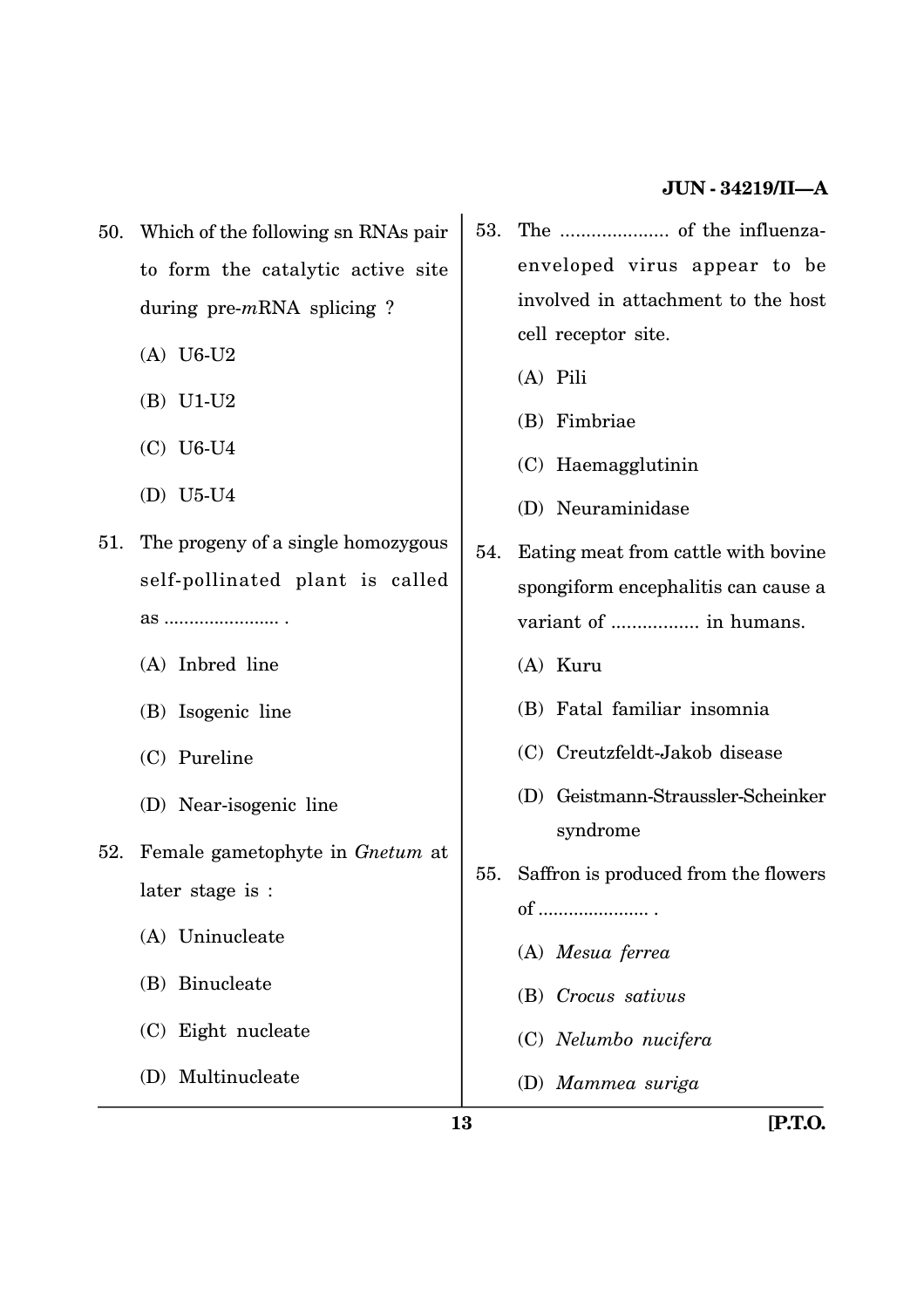50. Which of the following sn RNAs pair to form the catalytic active site during pre-*m*RNA splicing ?

    (A) U6-U2

    (B) U1-U2

    (C) U6-U4

    (D) U5-U4

51. The progeny of a single homozygous self-pollinated plant is called as ....................... .

    (A) Inbred line

    (B) Isogenic line

    (C) Pureline

    (D) Near-isogenic line

52. Female gametophyte in *Gnetum* at later stage is :

    (A) Uninucleate

    (B) Binucleate

    (C) Eight nucleate

    (D) Multinucleate

53. The ..................... of the influenza-enveloped virus appear to be involved in attachment to the host cell receptor site.

    (A) Pili

    (B) Fimbriae

    (C) Haemagglutinin

    (D) Neuraminidase

54. Eating meat from cattle with bovine spongiform encephalitis can cause a variant of ................. in humans.

    (A) Kuru

    (B) Fatal familiar insomnia

    (C) Creutzfeldt-Jakob disease

    (D) Geistmann-Straussler-Scheinker syndrome

55. Saffron is produced from the flowers of ..................... .

    (A) *Mesua ferrea*

    (B) *Crocus sativus*

    (C) *Nelumbo nucifera*

    (D) *Mammea suriga*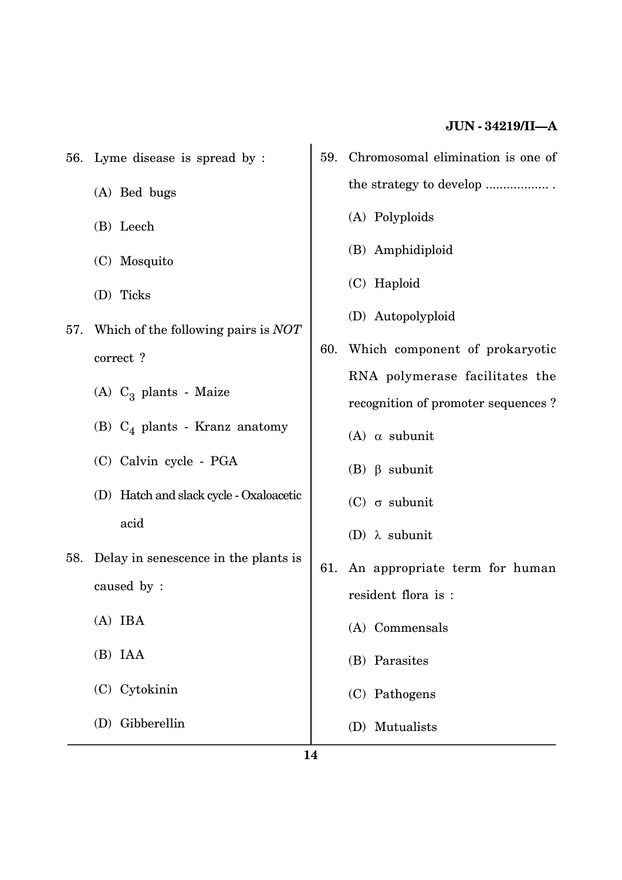56. Lyme disease is spread by :

    (A) Bed bugs

    (B) Leech

    (C) Mosquito

    (D) Ticks

57. Which of the following pairs is *NOT* correct ?

    (A) $C_3$ plants - Maize

    (B) $C_4$ plants - Kranz anatomy

    (C) Calvin cycle - PGA

    (D) Hatch and slack cycle - Oxaloacetic acid

58. Delay in senescence in the plants is caused by :

    (A) IBA

    (B) IAA

    (C) Cytokinin

    (D) Gibberellin

59. Chromosomal elimination is one of the strategy to develop .................. .

    (A) Polyploids

    (B) Amphidiploid

    (C) Haploid

    (D) Autopolyploid

60. Which component of prokaryotic RNA polymerase facilitates the recognition of promoter sequences ?

    (A) $\alpha$ subunit

    (B) $\beta$ subunit

    (C) $\sigma$ subunit

    (D) $\lambda$ subunit

61. An appropriate term for human resident flora is :

    (A) Commensals

    (B) Parasites

    (C) Pathogens

    (D) Mutualists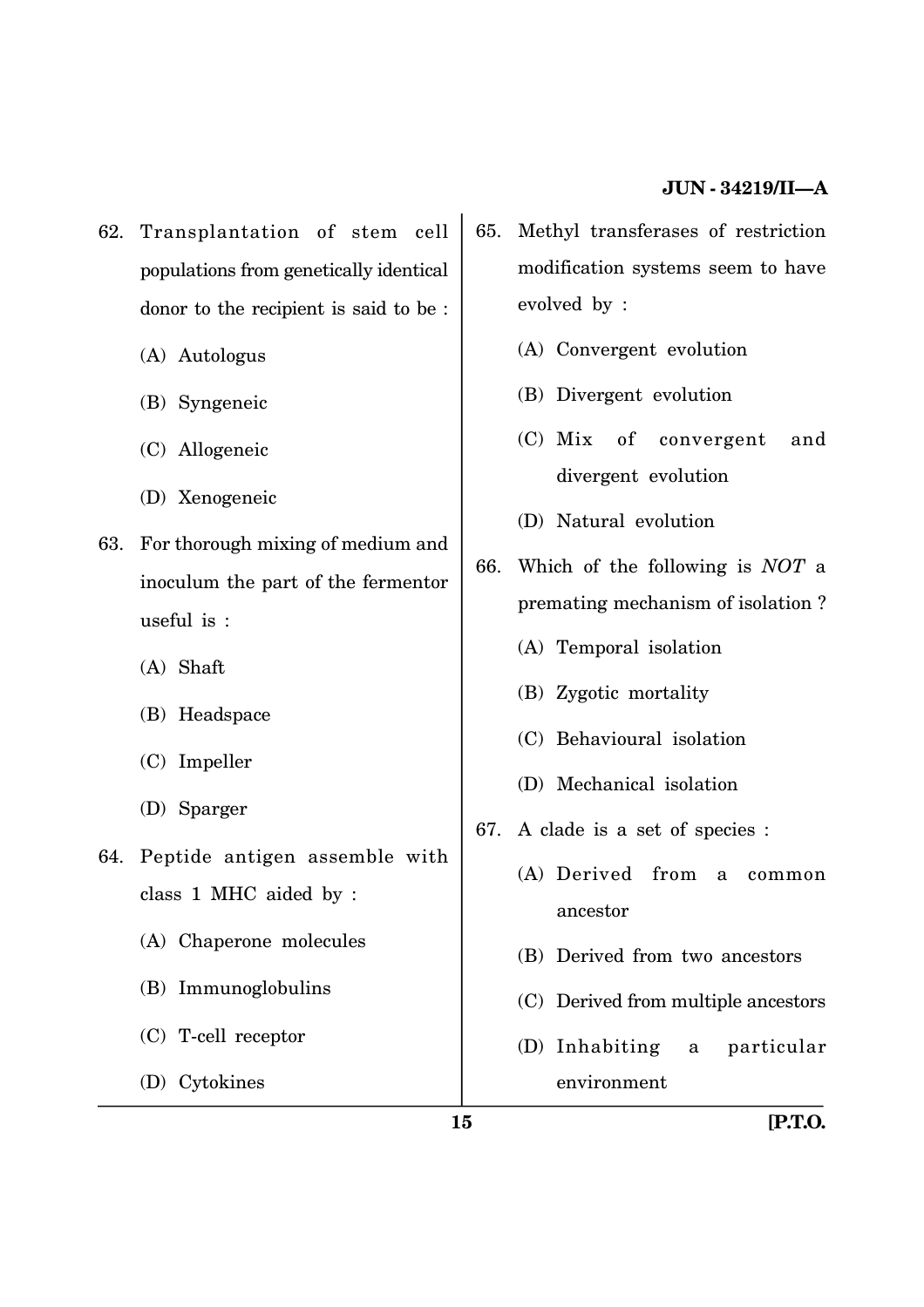62. Transplantation of stem cell populations from genetically identical donor to the recipient is said to be :

(A) Autologus

(B) Syngeneic

(C) Allogeneic

(D) Xenogeneic

63. For thorough mixing of medium and inoculum the part of the fermentor useful is :

(A) Shaft

(B) Headspace

(C) Impeller

(D) Sparger

64. Peptide antigen assemble with class 1 MHC aided by :

(A) Chaperone molecules

(B) Immunoglobulins

(C) T-cell receptor

(D) Cytokines

65. Methyl transferases of restriction modification systems seem to have evolved by :

(A) Convergent evolution

(B) Divergent evolution

(C) Mix of convergent and divergent evolution

(D) Natural evolution

66. Which of the following is *NOT* a premating mechanism of isolation ?

(A) Temporal isolation

(B) Zygotic mortality

(C) Behavioural isolation

(D) Mechanical isolation

67. A clade is a set of species :

(A) Derived from a common ancestor

(B) Derived from two ancestors

(C) Derived from multiple ancestors

(D) Inhabiting a particular environment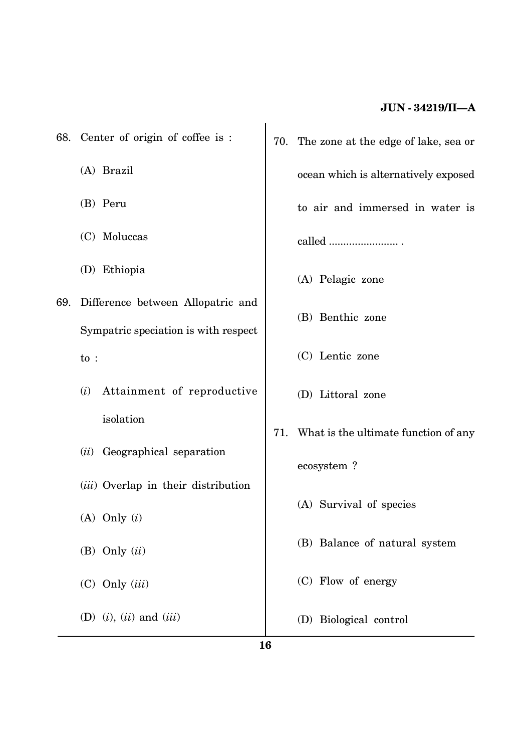68. Center of origin of coffee is :

    (A) Brazil

    (B) Peru

    (C) Moluccas

    (D) Ethiopia

69. Difference between Allopatric and Sympatric speciation is with respect to :

    (*i*) Attainment of reproductive isolation

    (*ii*) Geographical separation

    (*iii*) Overlap in their distribution

    (A) Only (*i*)

    (B) Only (*ii*)

    (C) Only (*iii*)

    (D) (*i*), (*ii*) and (*iii*)

70. The zone at the edge of lake, sea or ocean which is alternatively exposed to air and immersed in water is called ........................ .

    (A) Pelagic zone

    (B) Benthic zone

    (C) Lentic zone

    (D) Littoral zone

71. What is the ultimate function of any ecosystem ?

    (A) Survival of species

    (B) Balance of natural system

    (C) Flow of energy

    (D) Biological control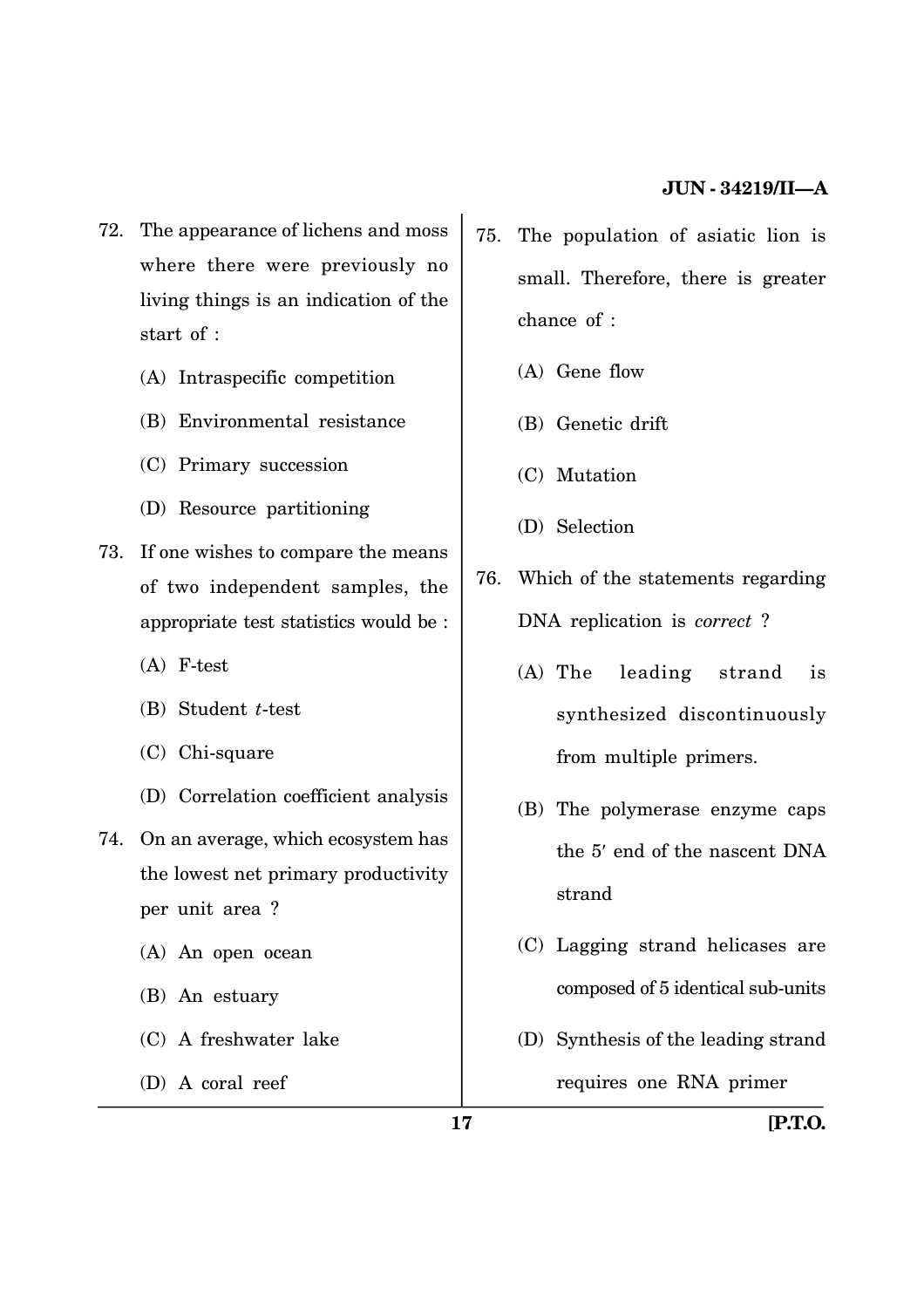72. The appearance of lichens and moss where there were previously no living things is an indication of the start of :

    (A) Intraspecific competition

    (B) Environmental resistance

    (C) Primary succession

    (D) Resource partitioning

73. If one wishes to compare the means of two independent samples, the appropriate test statistics would be :

    (A) F-test

    (B) Student *t*-test

    (C) Chi-square

    (D) Correlation coefficient analysis

74. On an average, which ecosystem has the lowest net primary productivity per unit area ?

    (A) An open ocean

    (B) An estuary

    (C) A freshwater lake

    (D) A coral reef

75. The population of asiatic lion is small. Therefore, there is greater chance of :

    (A) Gene flow

    (B) Genetic drift

    (C) Mutation

    (D) Selection

76. Which of the statements regarding DNA replication is *correct* ?

    (A) The leading strand is synthesized discontinuously from multiple primers.

    (B) The polymerase enzyme caps the 5′ end of the nascent DNA strand

    (C) Lagging strand helicases are composed of 5 identical sub-units

    (D) Synthesis of the leading strand requires one RNA primer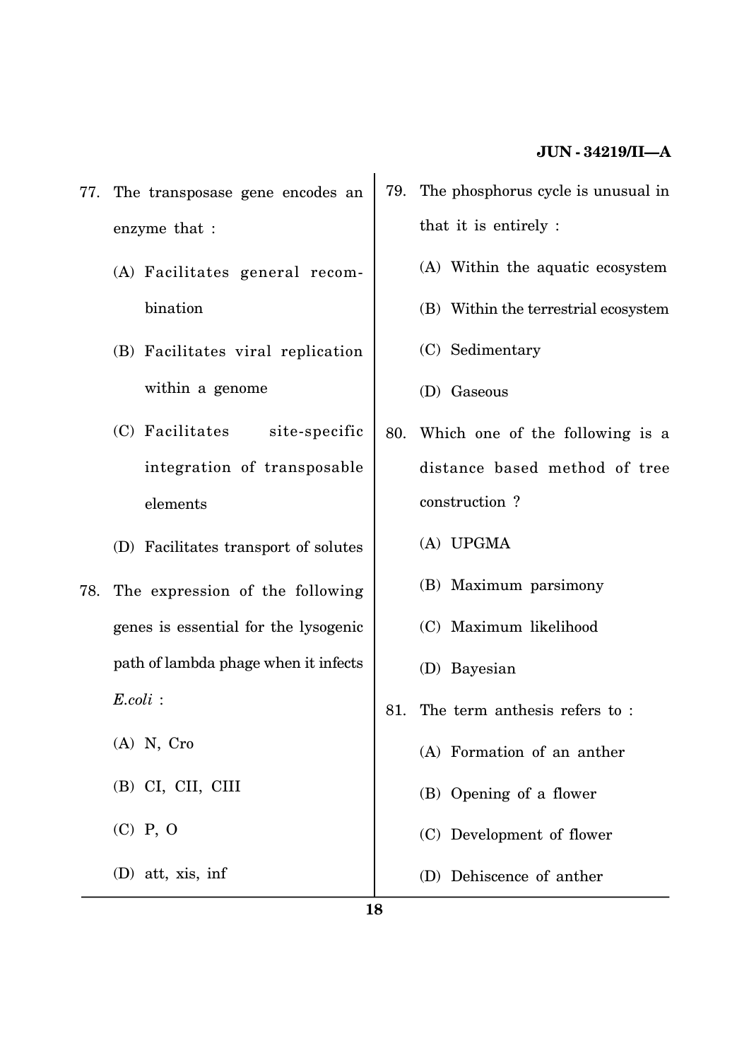77. The transposase gene encodes an enzyme that :

(A) Facilitates general recombination

(B) Facilitates viral replication within a genome

(C) Facilitates site-specific integration of transposable elements

(D) Facilitates transport of solutes

78. The expression of the following genes is essential for the lysogenic path of lambda phage when it infects *E.coli* :

(A) N, Cro

(B) CI, CII, CIII

(C) P, O

(D) att, xis, inf

79. The phosphorus cycle is unusual in that it is entirely :

(A) Within the aquatic ecosystem

(B) Within the terrestrial ecosystem

(C) Sedimentary

(D) Gaseous

80. Which one of the following is a distance based method of tree construction ?

(A) UPGMA

(B) Maximum parsimony

(C) Maximum likelihood

(D) Bayesian

81. The term anthesis refers to :

(A) Formation of an anther

(B) Opening of a flower

(C) Development of flower

(D) Dehiscence of anther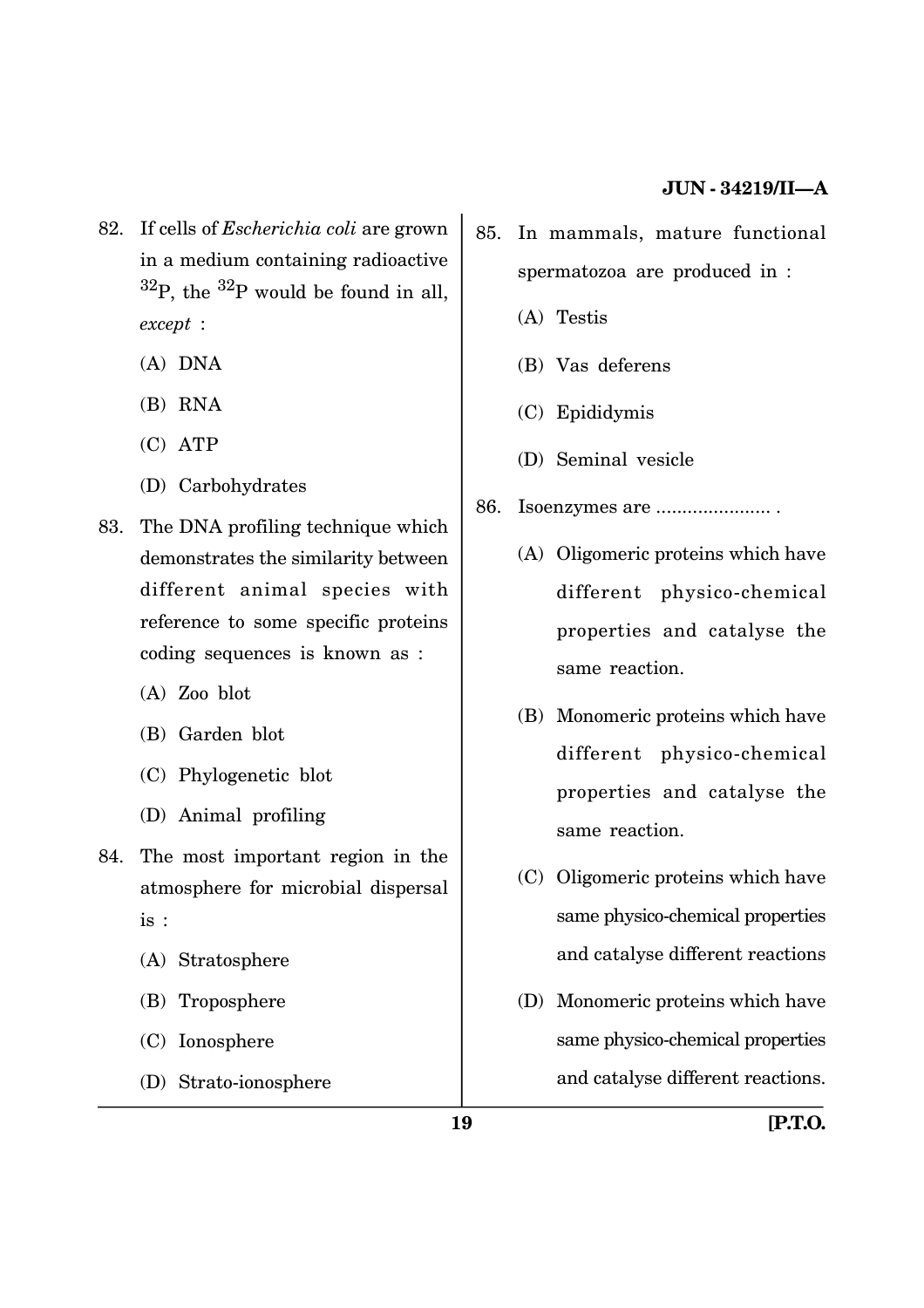82. If cells of *Escherichia coli* are grown in a medium containing radioactive $^{32}P$, the $^{32}P$ would be found in all, *except* :

(A) DNA

(B) RNA

(C) ATP

(D) Carbohydrates

83. The DNA profiling technique which demonstrates the similarity between different animal species with reference to some specific proteins coding sequences is known as :

(A) Zoo blot

(B) Garden blot

(C) Phylogenetic blot

(D) Animal profiling

84. The most important region in the atmosphere for microbial dispersal is :

(A) Stratosphere

(B) Troposphere

(C) Ionosphere

(D) Strato-ionosphere

85. In mammals, mature functional spermatozoa are produced in :

(A) Testis

(B) Vas deferens

(C) Epididymis

(D) Seminal vesicle

86. Isoenzymes are ...................... .

(A) Oligomeric proteins which have different physico-chemical properties and catalyse the same reaction.

(B) Monomeric proteins which have different physico-chemical properties and catalyse the same reaction.

(C) Oligomeric proteins which have same physico-chemical properties and catalyse different reactions

(D) Monomeric proteins which have same physico-chemical properties and catalyse different reactions.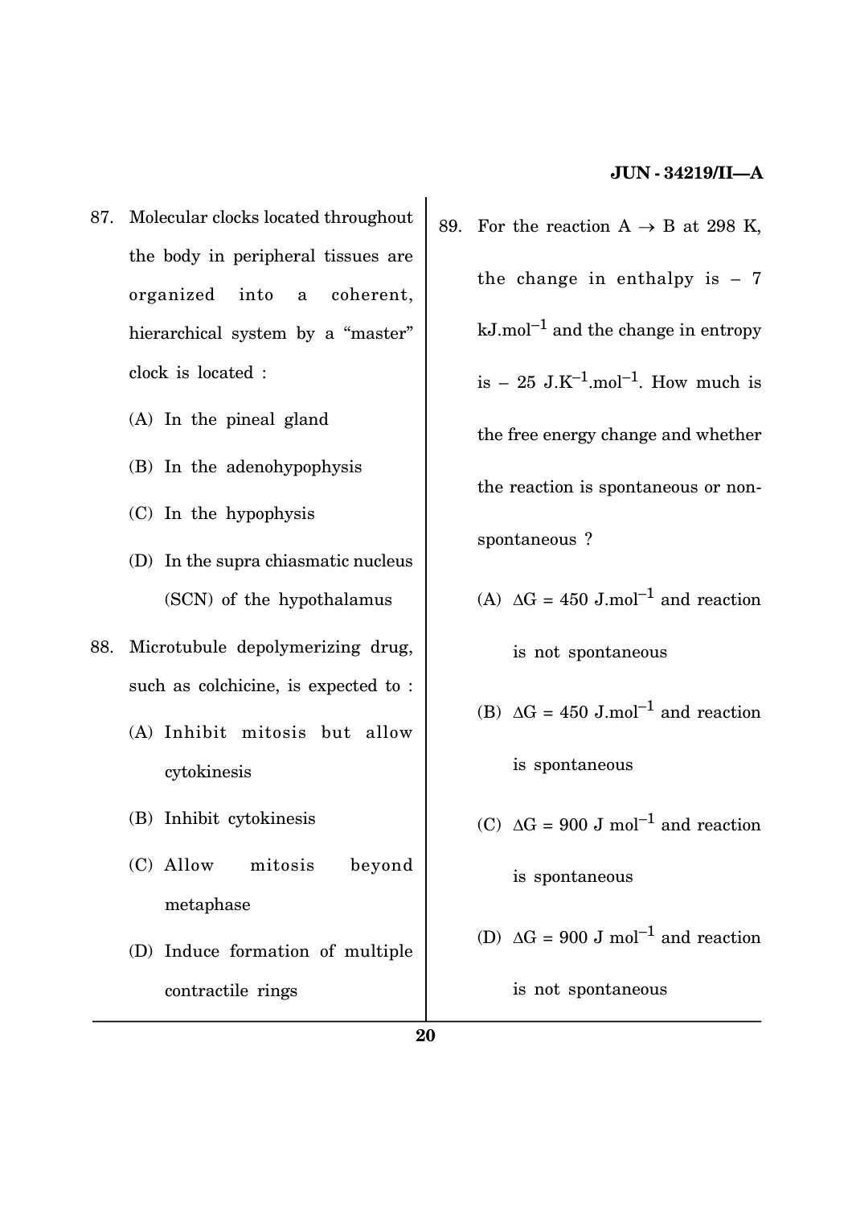87. Molecular clocks located throughout the body in peripheral tissues are organized into a coherent, hierarchical system by a "master" clock is located :

    (A) In the pineal gland

    (B) In the adenohypophysis

    (C) In the hypophysis

    (D) In the supra chiasmatic nucleus (SCN) of the hypothalamus

88. Microtubule depolymerizing drug, such as colchicine, is expected to :

    (A) Inhibit mitosis but allow cytokinesis

    (B) Inhibit cytokinesis

    (C) Allow mitosis beyond metaphase

    (D) Induce formation of multiple contractile rings

89. For the reaction $A \rightarrow B$ at 298 K, the change in enthalpy is $-7$ $kJ.mol^{-1}$ and the change in entropy is $-25$ $J.K^{-1}.mol^{-1}$. How much is the free energy change and whether the reaction is spontaneous or non-spontaneous ?

    (A) $\Delta G = 450$ $J.mol^{-1}$ and reaction is not spontaneous

    (B) $\Delta G = 450$ $J.mol^{-1}$ and reaction is spontaneous

    (C) $\Delta G = 900$ $J$ $mol^{-1}$ and reaction is spontaneous

    (D) $\Delta G = 900$ $J$ $mol^{-1}$ and reaction is not spontaneous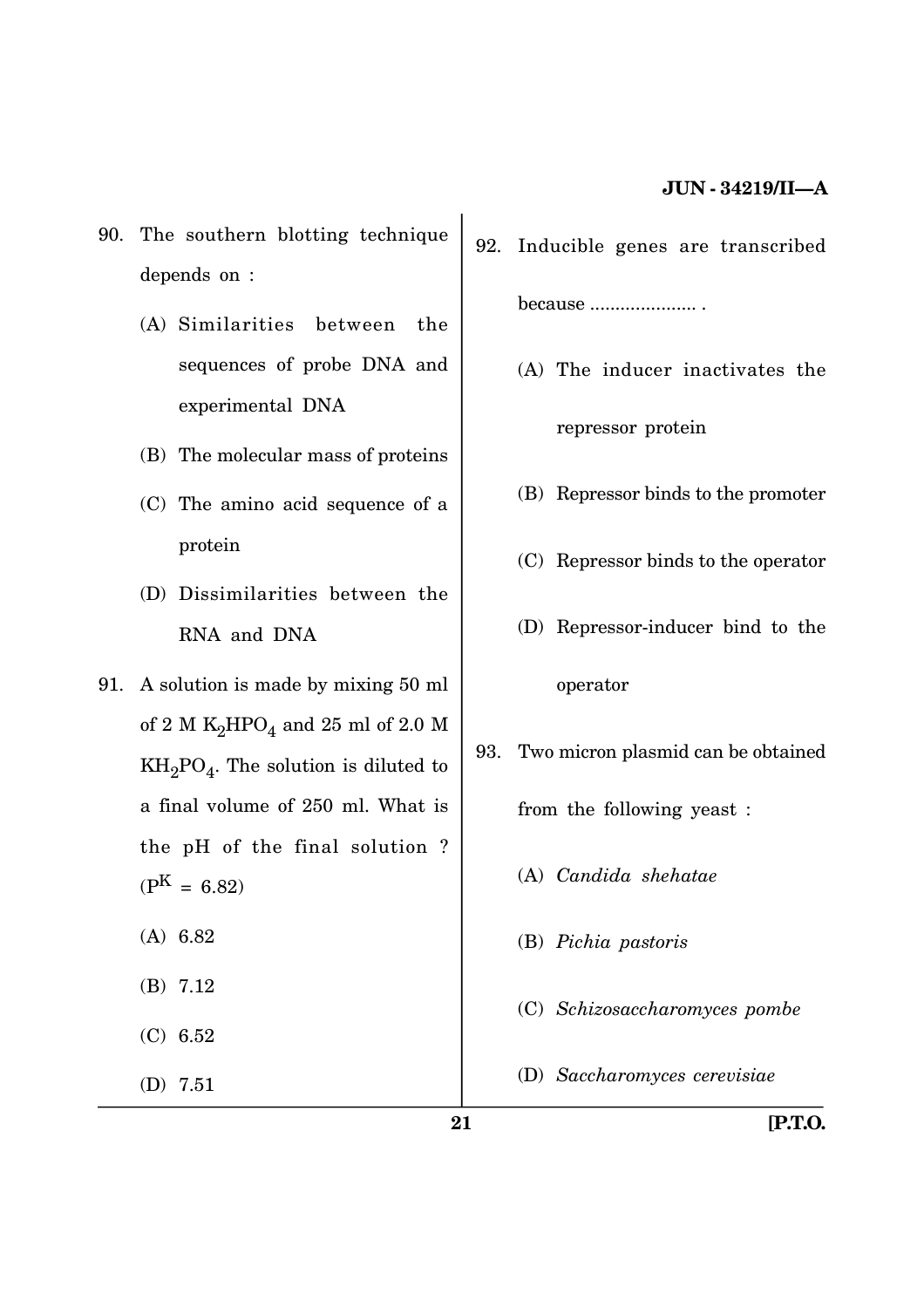90. The southern blotting technique depends on :

 (A) Similarities between the sequences of probe DNA and experimental DNA

 (B) The molecular mass of proteins

 (C) The amino acid sequence of a protein

 (D) Dissimilarities between the RNA and DNA

91. A solution is made by mixing 50 ml of 2 M $K_2HPO_4$ and 25 ml of 2.0 M $KH_2PO_4$. The solution is diluted to a final volume of 250 ml. What is the pH of the final solution ? ($P^K$ = 6.82)

 (A) 6.82

 (B) 7.12

 (C) 6.52

 (D) 7.51

92. Inducible genes are transcribed because ..................... .

 (A) The inducer inactivates the repressor protein

 (B) Repressor binds to the promoter

 (C) Repressor binds to the operator

 (D) Repressor-inducer bind to the operator

93. Two micron plasmid can be obtained from the following yeast :

 (A) *Candida shehatae*

 (B) *Pichia pastoris*

 (C) *Schizosaccharomyces pombe*

 (D) *Saccharomyces cerevisiae*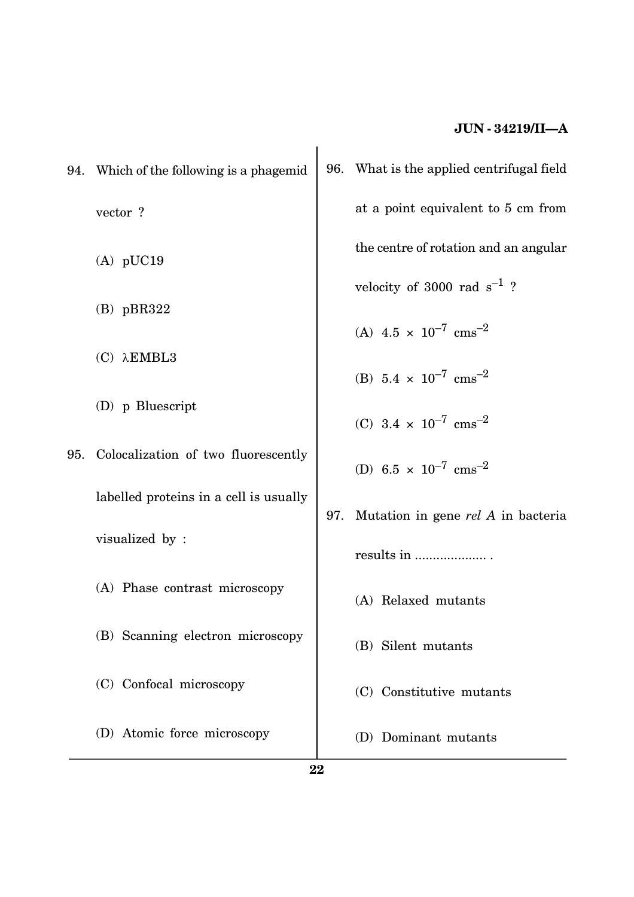94. Which of the following is a phagemid vector ?

(A) pUC19

(B) pBR322

(C) λEMBL3

(D) p Bluescript

95. Colocalization of two fluorescently labelled proteins in a cell is usually visualized by :

(A) Phase contrast microscopy

(B) Scanning electron microscopy

(C) Confocal microscopy

(D) Atomic force microscopy

96. What is the applied centrifugal field at a point equivalent to 5 cm from the centre of rotation and an angular velocity of 3000 rad $s^{-1}$ ?

(A) $4.5 \times 10^{-7}$ $cms^{-2}$

(B) $5.4 \times 10^{-7}$ $cms^{-2}$

(C) $3.4 \times 10^{-7}$ $cms^{-2}$

(D) $6.5 \times 10^{-7}$ $cms^{-2}$

97. Mutation in gene *rel A* in bacteria results in .................... .

(A) Relaxed mutants

(B) Silent mutants

(C) Constitutive mutants

(D) Dominant mutants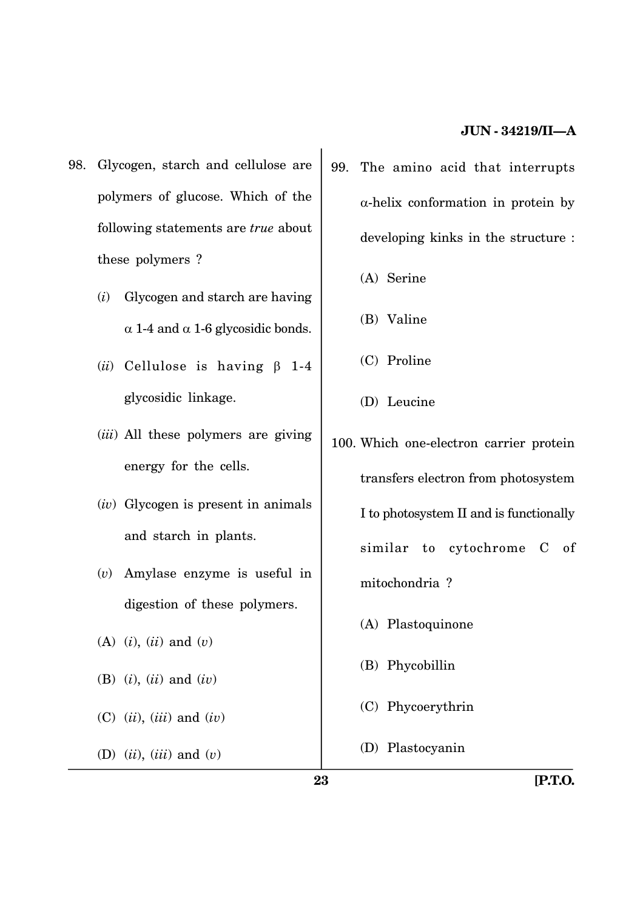98. Glycogen, starch and cellulose are polymers of glucose. Which of the following statements are *true* about these polymers ?

  (*i*) Glycogen and starch are having $\alpha$ 1-4 and $\alpha$ 1-6 glycosidic bonds.

  (*ii*) Cellulose is having $\beta$ 1-4 glycosidic linkage.

  (*iii*) All these polymers are giving energy for the cells.

  (*iv*) Glycogen is present in animals and starch in plants.

  (*v*) Amylase enzyme is useful in digestion of these polymers.

  (A) (*i*), (*ii*) and (*v*)

  (B) (*i*), (*ii*) and (*iv*)

  (C) (*ii*), (*iii*) and (*iv*)

  (D) (*ii*), (*iii*) and (*v*)

99. The amino acid that interrupts $\alpha$-helix conformation in protein by developing kinks in the structure :

  (A) Serine

  (B) Valine

  (C) Proline

  (D) Leucine

100. Which one-electron carrier protein transfers electron from photosystem I to photosystem II and is functionally similar to cytochrome C of mitochondria ?

  (A) Plastoquinone

  (B) Phycobillin

  (C) Phycoerythrin

  (D) Plastocyanin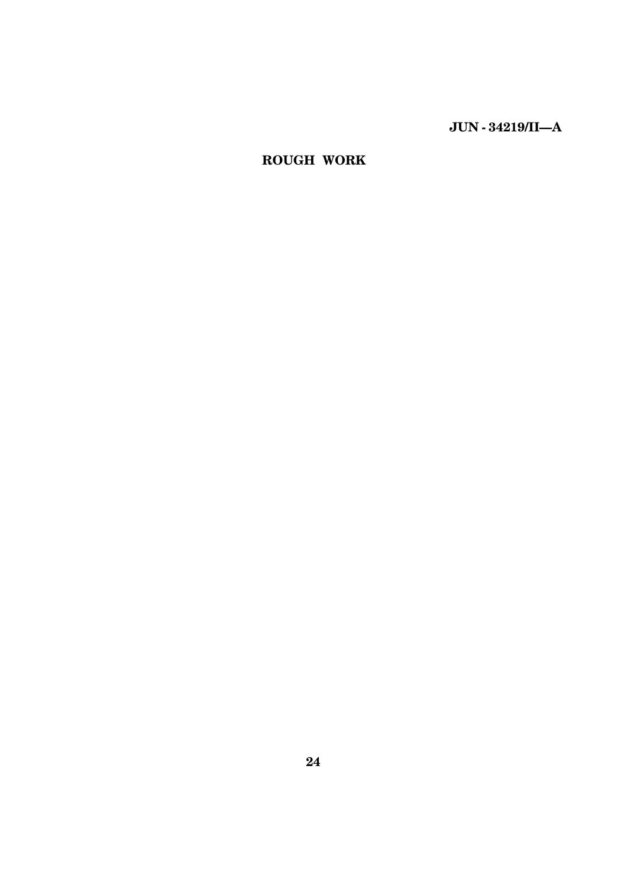## ROUGH WORK